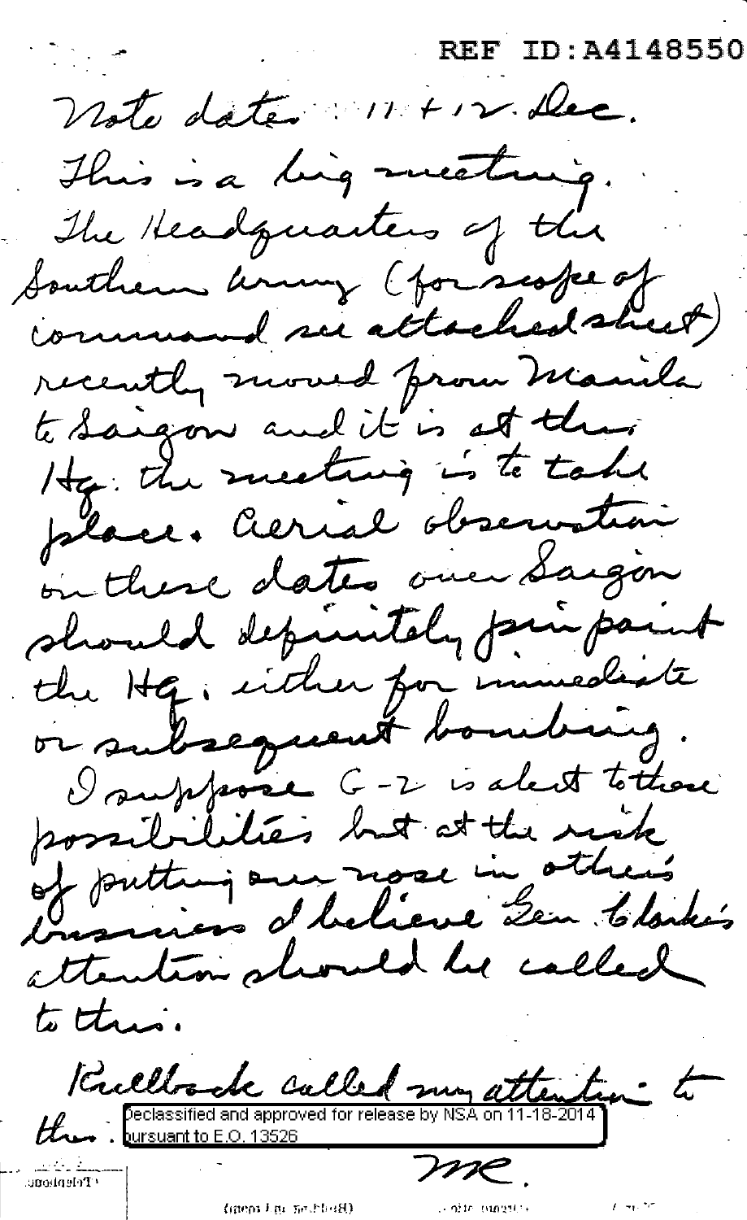REF ID:A4148550

Note dates: 11 + 12 Dec.

This is a big meeting. The Headquarters of the Southern Army (for scope of command see attached sheet) recently moved from Manila to Saigon and it is at this Hq. the meeting is to take place. Aerial observation on these dates over Saigon should definitely pin point the Hq. either for immediate or subsequent bombing.

I suppose G-2 is alert to these possibilities but at the risk of putting our nose in other's business I believe Gen. Clarke's attention should be called to this.

Kullback called my attention to this.

Declassified and approved for release by NSA on 11-18-2014 pursuant to E.O. 13526

ME.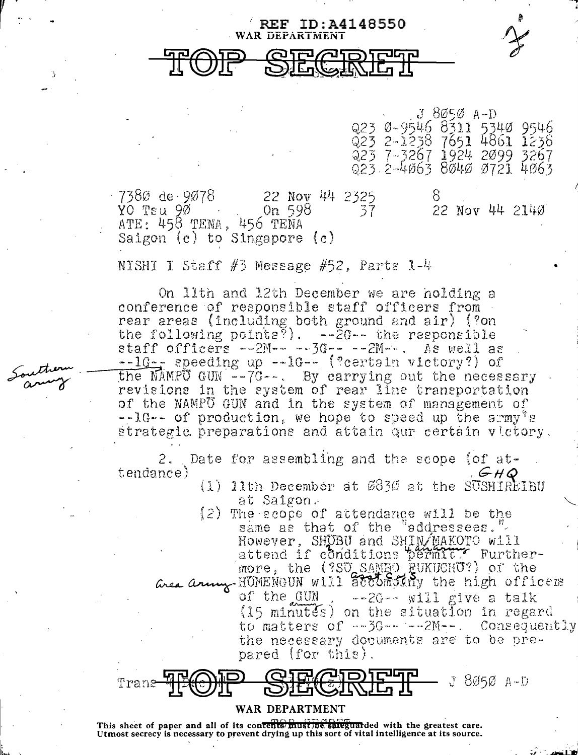REF ID:A4148550

WAR DEPARTMENT

# TOP SECRET

J 8050 A-D

Q23 0-9546 8311 5340 9546
Q23 2-1238 7651 4861 1238
Q23 7-3267 1924 2099 3267
Q23 2-4063 8040 0721 4063

7380 de 9078 22 Nov 44 2325 8
YO Tsu 90 On 598 37 22 Nov 44 2140
ATE: 458 TENA, 456 TENA
Saigon (c) to Singapore (c)

NISHI I Staff #3 Message #52, Parts 1-4

On 11th and 12th December we are holding a conference of responsible staff officers from rear areas (including both ground and air) (?on the following points?). --2G-- the responsible staff officers --2M-- --3G-- --2M--. As well as --1G-- speeding up --1G-- (?certain victory?) of the NAMPŌ GUN [Southern army] --7G--. By carrying out the necessary revisions in the system of rear line transportation of the NAMPŌ GUN and in the system of management of --1G-- of production, we hope to speed up the army's strategic preparations and attain our certain victory.

2. Date for assembling and the scope (of attendance)

(1) 11th December at 0830 at the SŌSHIREIBU [GHQ] at Saigon.

(2) The scope of attendance will be the same as that of the "addressees." However, SHŌBU and SHIN/MAKOTO [2 armies] will attend if conditions permit. Furthermore, the (?SŌ SAMBO FUKUCHŌ?) of the HŌMENGUN [Area army] will accompany [assist] the high officers of the GUN [army]. --2G-- will give a talk (15 minutes) on the situation in regard to matters of --3G-- --2M--. Consequently the necessary documents are to be prepared (for this).

Trans

TOP SECRET J 8050 A-D

WAR DEPARTMENT

This sheet of paper and all of its contents must be safeguarded with the greatest care. Utmost secrecy is necessary to prevent drying up this sort of vital intelligence at its source.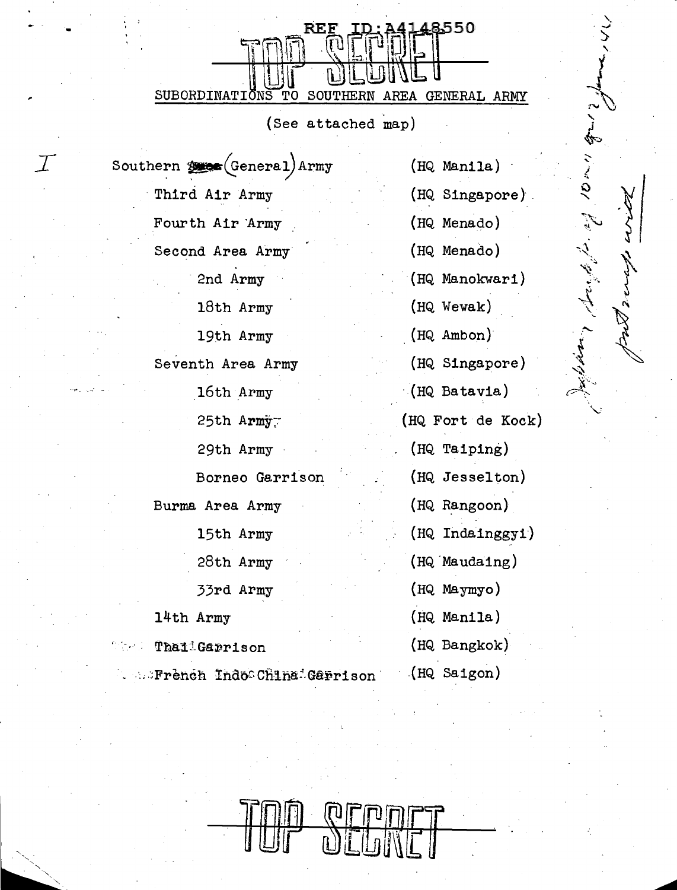REF ID:A4148550

TOP SECRET

SUBORDINATIONS TO SOUTHERN AREA GENERAL ARMY

(See attached map)

I

| | |
|---|---|
| Southern (General) Army | (HQ Manila) |
| Third Air Army | (HQ Singapore) |
| Fourth Air Army | (HQ Menado) |
| Second Area Army | (HQ Menado) |
| 2nd Army | (HQ Manokwari) |
| 18th Army | (HQ Wewak) |
| 19th Army | (HQ Ambon) |
| Seventh Area Army | (HQ Singapore) |
| 16th Army | (HQ Batavia) |
| 25th Army | (HQ Fort de Kock) |
| 29th Army | (HQ Taiping) |
| Borneo Garrison | (HQ Jesselton) |
| Burma Area Army | (HQ Rangoon) |
| 15th Army | (HQ Indainggyi) |
| 28th Army | (HQ Maudaing) |
| 33rd Army | (HQ Maymyo) |
| 14th Army | (HQ Manila) |
| Thai Garrison | (HQ Bangkok) |
| French Indo China Garrison | (HQ Saigon) |

TOP SECRET